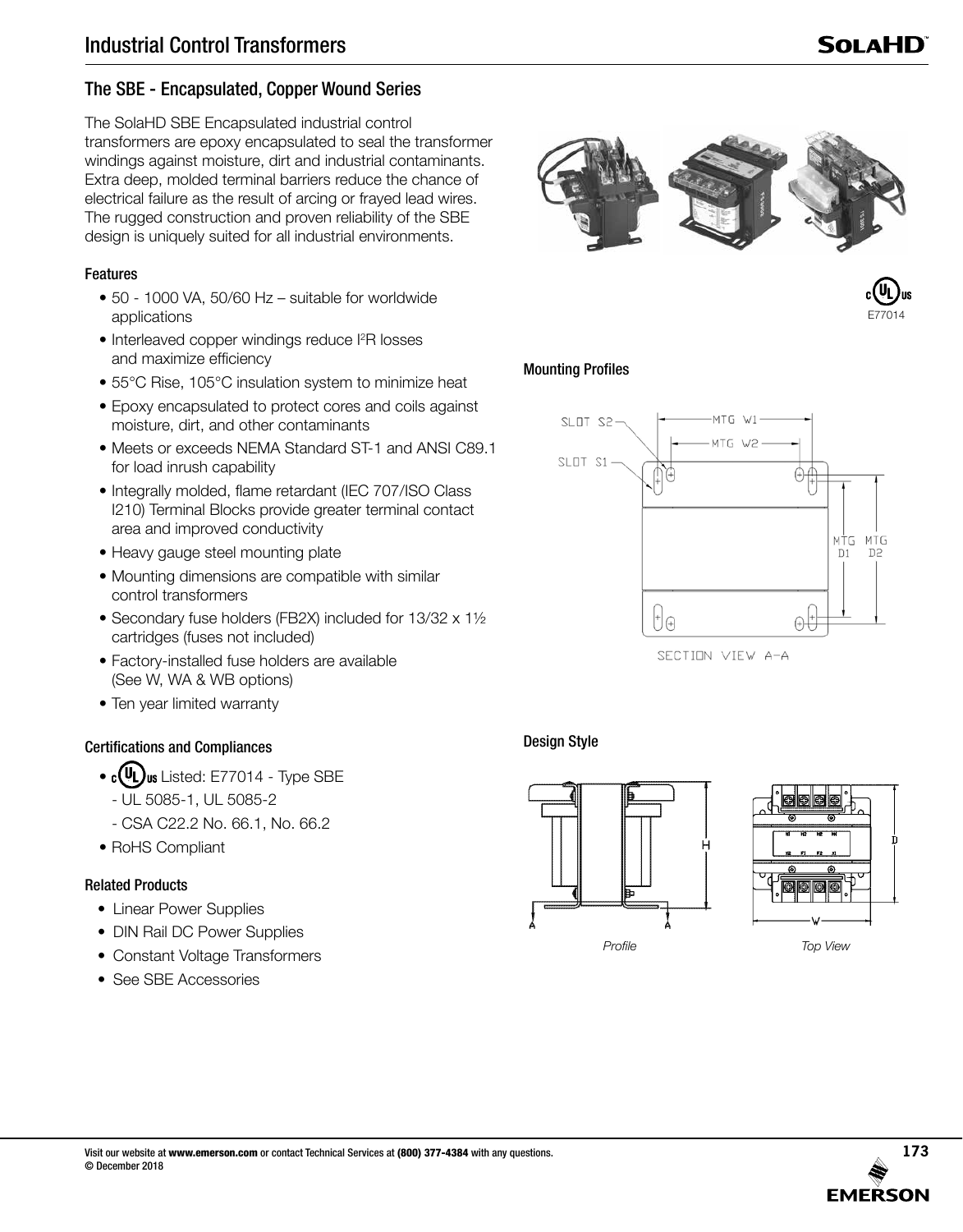# Industrial Control Transformers

## The SBE - Encapsulated, Copper Wound Series

The SolaHD SBE Encapsulated industrial control transformers are epoxy encapsulated to seal the transformer windings against moisture, dirt and industrial contaminants. Extra deep, molded terminal barriers reduce the chance of electrical failure as the result of arcing or frayed lead wires. The rugged construction and proven reliability of the SBE design is uniquely suited for all industrial environments.

### Features

- 50 - 1000 VA, 50/60 Hz – suitable for worldwide applications
- Interleaved copper windings reduce $I^2R$ losses and maximize efficiency
- 55°C Rise, 105°C insulation system to minimize heat
- Epoxy encapsulated to protect cores and coils against moisture, dirt, and other contaminants
- Meets or exceeds NEMA Standard ST-1 and ANSI C89.1 for load inrush capability
- Integrally molded, flame retardant (IEC 707/ISO Class I210) Terminal Blocks provide greater terminal contact area and improved conductivity
- Heavy gauge steel mounting plate
- Mounting dimensions are compatible with similar control transformers
- Secondary fuse holders (FB2X) included for 13/32 x 1½ cartridges (fuses not included)
- Factory-installed fuse holders are available (See W, WA & WB options)
- Ten year limited warranty

### Certifications and Compliances

- cULus Listed: E77014 - Type SBE
  - UL 5085-1, UL 5085-2
  - CSA C22.2 No. 66.1, No. 66.2
- RoHS Compliant

### Related Products

- Linear Power Supplies
- DIN Rail DC Power Supplies
- Constant Voltage Transformers
- See SBE Accessories

cULus E77014

### Mounting Profiles

SLOT S2, SLOT S1, MTG W1, MTG W2, MTG D1, MTG D2

SECTION VIEW A-A

### Design Style

*Profile*

*Top View*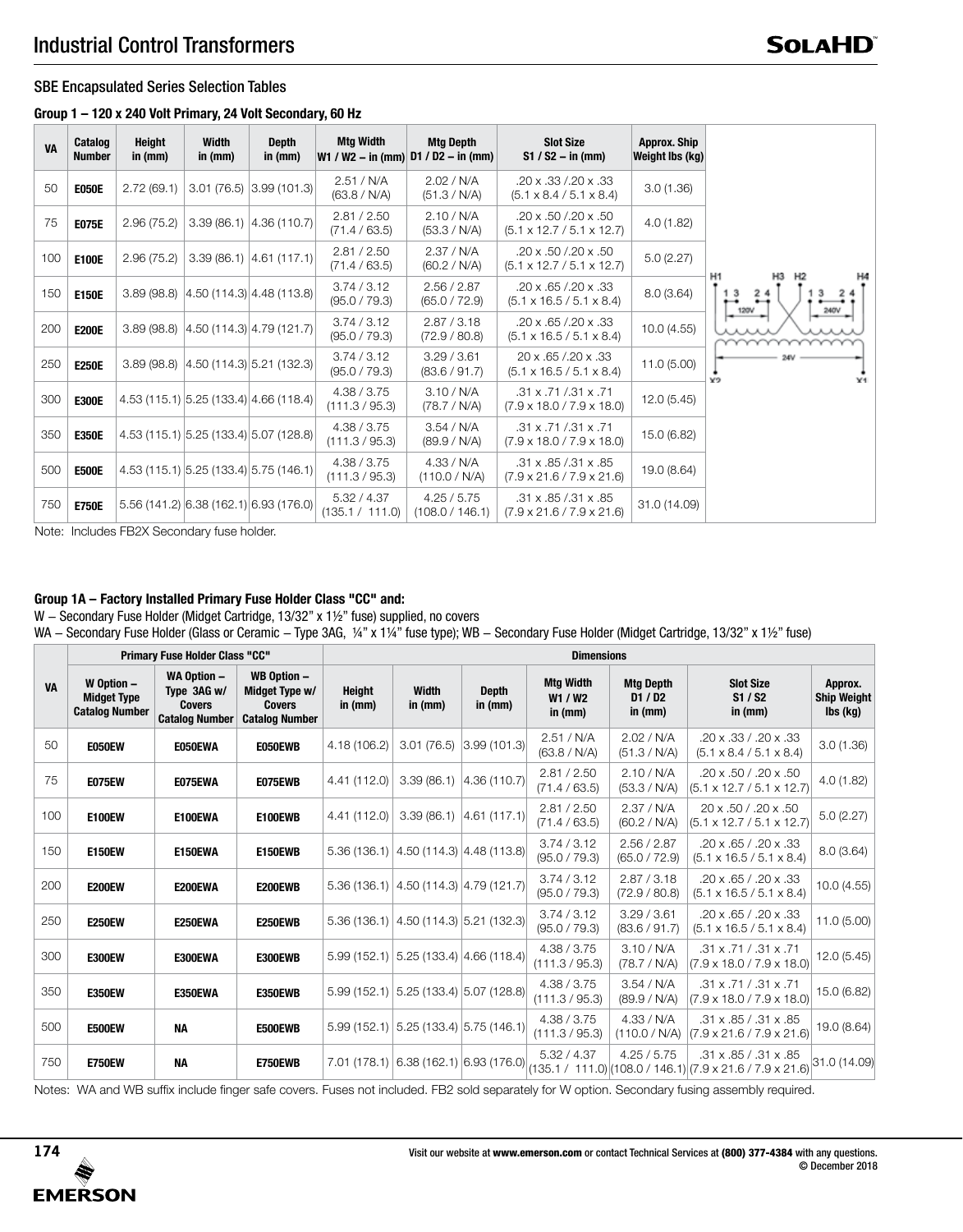## SBE Encapsulated Series Selection Tables

### Group 1 – 120 x 240 Volt Primary, 24 Volt Secondary, 60 Hz

| VA | Catalog Number | Height in (mm) | Width in (mm) | Depth in (mm) | Mtg Width W1 / W2 – in (mm) | Mtg Depth D1 / D2 – in (mm) | Slot Size S1 / S2 – in (mm) | Approx. Ship Weight lbs (kg) |
|---|---|---|---|---|---|---|---|---|
| 50 | **E050E** | 2.72 (69.1) | 3.01 (76.5) | 3.99 (101.3) | 2.51 / N/A (63.8 / N/A) | 2.02 / N/A (51.3 / N/A) | .20 x .33 /.20 x .33 (5.1 x 8.4 / 5.1 x 8.4) | 3.0 (1.36) |
| 75 | **E075E** | 2.96 (75.2) | 3.39 (86.1) | 4.36 (110.7) | 2.81 / 2.50 (71.4 / 63.5) | 2.10 / N/A (53.3 / N/A) | .20 x .50 /.20 x .50 (5.1 x 12.7 / 5.1 x 12.7) | 4.0 (1.82) |
| 100 | **E100E** | 2.96 (75.2) | 3.39 (86.1) | 4.61 (117.1) | 2.81 / 2.50 (71.4 / 63.5) | 2.37 / N/A (60.2 / N/A) | .20 x .50 /.20 x .50 (5.1 x 12.7 / 5.1 x 12.7) | 5.0 (2.27) |
| 150 | **E150E** | 3.89 (98.8) | 4.50 (114.3) | 4.48 (113.8) | 3.74 / 3.12 (95.0 / 79.3) | 2.56 / 2.87 (65.0 / 72.9) | .20 x .65 /.20 x .33 (5.1 x 16.5 / 5.1 x 8.4) | 8.0 (3.64) |
| 200 | **E200E** | 3.89 (98.8) | 4.50 (114.3) | 4.79 (121.7) | 3.74 / 3.12 (95.0 / 79.3) | 2.87 / 3.18 (72.9 / 80.8) | .20 x .65 /.20 x .33 (5.1 x 16.5 / 5.1 x 8.4) | 10.0 (4.55) |
| 250 | **E250E** | 3.89 (98.8) | 4.50 (114.3) | 5.21 (132.3) | 3.74 / 3.12 (95.0 / 79.3) | 3.29 / 3.61 (83.6 / 91.7) | 20 x .65 /.20 x .33 (5.1 x 16.5 / 5.1 x 8.4) | 11.0 (5.00) |
| 300 | **E300E** | 4.53 (115.1) | 5.25 (133.4) | 4.66 (118.4) | 4.38 / 3.75 (111.3 / 95.3) | 3.10 / N/A (78.7 / N/A) | .31 x .71 /.31 x .71 (7.9 x 18.0 / 7.9 x 18.0) | 12.0 (5.45) |
| 350 | **E350E** | 4.53 (115.1) | 5.25 (133.4) | 5.07 (128.8) | 4.38 / 3.75 (111.3 / 95.3) | 3.54 / N/A (89.9 / N/A) | .31 x .71 /.31 x .71 (7.9 x 18.0 / 7.9 x 18.0) | 15.0 (6.82) |
| 500 | **E500E** | 4.53 (115.1) | 5.25 (133.4) | 5.75 (146.1) | 4.38 / 3.75 (111.3 / 95.3) | 4.33 / N/A (110.0 / N/A) | .31 x .85 /.31 x .85 (7.9 x 21.6 / 7.9 x 21.6) | 19.0 (8.64) |
| 750 | **E750E** | 5.56 (141.2) | 6.38 (162.1) | 6.93 (176.0) | 5.32 / 4.37 (135.1 / 111.0) | 4.25 / 5.75 (108.0 / 146.1) | .31 x .85 /.31 x .85 (7.9 x 21.6 / 7.9 x 21.6) | 31.0 (14.09) |

Note: Includes FB2X Secondary fuse holder.

### Group 1A – Factory Installed Primary Fuse Holder Class "CC" and:

W – Secondary Fuse Holder (Midget Cartridge, 13/32" x 1½" fuse) supplied, no covers

WA – Secondary Fuse Holder (Glass or Ceramic – Type 3AG, ¼" x 1¼" fuse type); WB – Secondary Fuse Holder (Midget Cartridge, 13/32" x 1½" fuse)

| VA | Primary Fuse Holder Class "CC" | | | Dimensions | | | | | | |
|---|---|---|---|---|---|---|---|---|---|---|
| | W Option – Midget Type Catalog Number | WA Option – Type 3AG w/ Covers Catalog Number | WB Option – Midget Type w/ Covers Catalog Number | Height in (mm) | Width in (mm) | Depth in (mm) | Mtg Width W1 / W2 in (mm) | Mtg Depth D1 / D2 in (mm) | Slot Size S1 / S2 in (mm) | Approx. Ship Weight lbs (kg) |
| 50 | **E050EW** | **E050EWA** | **E050EWB** | 4.18 (106.2) | 3.01 (76.5) | 3.99 (101.3) | 2.51 / N/A (63.8 / N/A) | 2.02 / N/A (51.3 / N/A) | .20 x .33 / .20 x .33 (5.1 x 8.4 / 5.1 x 8.4) | 3.0 (1.36) |
| 75 | **E075EW** | **E075EWA** | **E075EWB** | 4.41 (112.0) | 3.39 (86.1) | 4.36 (110.7) | 2.81 / 2.50 (71.4 / 63.5) | 2.10 / N/A (53.3 / N/A) | .20 x .50 / .20 x .50 (5.1 x 12.7 / 5.1 x 12.7) | 4.0 (1.82) |
| 100 | **E100EW** | **E100EWA** | **E100EWB** | 4.41 (112.0) | 3.39 (86.1) | 4.61 (117.1) | 2.81 / 2.50 (71.4 / 63.5) | 2.37 / N/A (60.2 / N/A) | 20 x .50 / .20 x .50 (5.1 x 12.7 / 5.1 x 12.7) | 5.0 (2.27) |
| 150 | **E150EW** | **E150EWA** | **E150EWB** | 5.36 (136.1) | 4.50 (114.3) | 4.48 (113.8) | 3.74 / 3.12 (95.0 / 79.3) | 2.56 / 2.87 (65.0 / 72.9) | .20 x .65 / .20 x .33 (5.1 x 16.5 / 5.1 x 8.4) | 8.0 (3.64) |
| 200 | **E200EW** | **E200EWA** | **E200EWB** | 5.36 (136.1) | 4.50 (114.3) | 4.79 (121.7) | 3.74 / 3.12 (95.0 / 79.3) | 2.87 / 3.18 (72.9 / 80.8) | .20 x .65 / .20 x .33 (5.1 x 16.5 / 5.1 x 8.4) | 10.0 (4.55) |
| 250 | **E250EW** | **E250EWA** | **E250EWB** | 5.36 (136.1) | 4.50 (114.3) | 5.21 (132.3) | 3.74 / 3.12 (95.0 / 79.3) | 3.29 / 3.61 (83.6 / 91.7) | .20 x .65 / .20 x .33 (5.1 x 16.5 / 5.1 x 8.4) | 11.0 (5.00) |
| 300 | **E300EW** | **E300EWA** | **E300EWB** | 5.99 (152.1) | 5.25 (133.4) | 4.66 (118.4) | 4.38 / 3.75 (111.3 / 95.3) | 3.10 / N/A (78.7 / N/A) | .31 x .71 / .31 x .71 (7.9 x 18.0 / 7.9 x 18.0) | 12.0 (5.45) |
| 350 | **E350EW** | **E350EWA** | **E350EWB** | 5.99 (152.1) | 5.25 (133.4) | 5.07 (128.8) | 4.38 / 3.75 (111.3 / 95.3) | 3.54 / N/A (89.9 / N/A) | .31 x .71 / .31 x .71 (7.9 x 18.0 / 7.9 x 18.0) | 15.0 (6.82) |
| 500 | **E500EW** | **NA** | **E500EWB** | 5.99 (152.1) | 5.25 (133.4) | 5.75 (146.1) | 4.38 / 3.75 (111.3 / 95.3) | 4.33 / N/A (110.0 / N/A) | .31 x .85 / .31 x .85 (7.9 x 21.6 / 7.9 x 21.6) | 19.0 (8.64) |
| 750 | **E750EW** | **NA** | **E750EWB** | 7.01 (178.1) | 6.38 (162.1) | 6.93 (176.0) | 5.32 / 4.37 (135.1 / 111.0) | 4.25 / 5.75 (108.0 / 146.1) | .31 x .85 / .31 x .85 (7.9 x 21.6 / 7.9 x 21.6) | 31.0 (14.09) |

Notes: WA and WB suffix include finger safe covers. Fuses not included. FB2 sold separately for W option. Secondary fusing assembly required.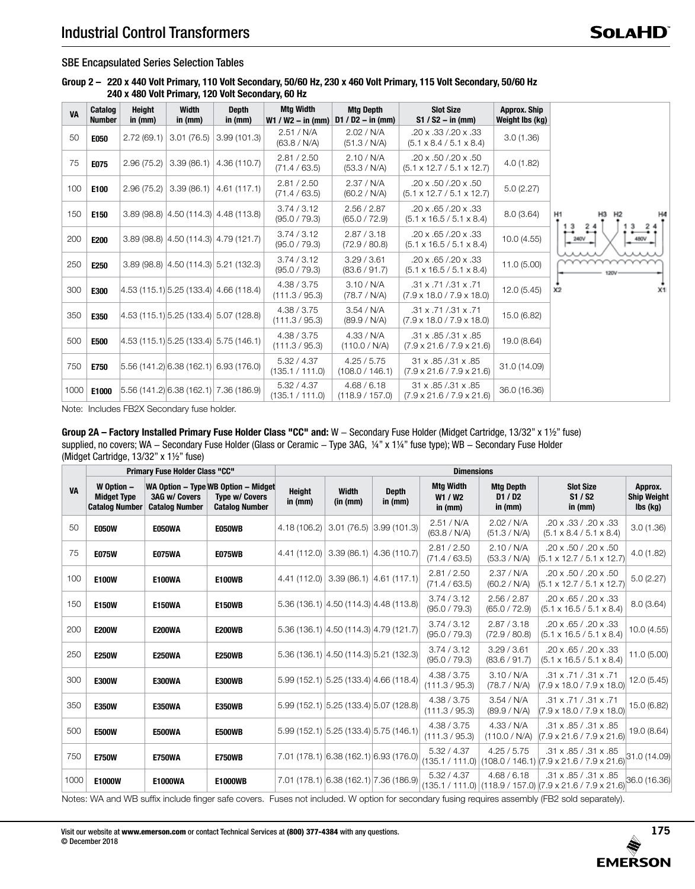# Industrial Control Transformers

## SBE Encapsulated Series Selection Tables

### Group 2 – 220 x 440 Volt Primary, 110 Volt Secondary, 50/60 Hz, 230 x 460 Volt Primary, 115 Volt Secondary, 50/60 Hz 240 x 480 Volt Primary, 120 Volt Secondary, 60 Hz

| VA | Catalog Number | Height in (mm) | Width in (mm) | Depth in (mm) | Mtg Width W1 / W2 – in (mm) | Mtg Depth D1 / D2 – in (mm) | Slot Size S1 / S2 – in (mm) | Approx. Ship Weight lbs (kg) |
|---|---|---|---|---|---|---|---|---|
| 50 | **E050** | 2.72 (69.1) | 3.01 (76.5) | 3.99 (101.3) | 2.51 / N/A (63.8 / N/A) | 2.02 / N/A (51.3 / N/A) | .20 x .33 /.20 x .33 (5.1 x 8.4 / 5.1 x 8.4) | 3.0 (1.36) |
| 75 | **E075** | 2.96 (75.2) | 3.39 (86.1) | 4.36 (110.7) | 2.81 / 2.50 (71.4 / 63.5) | 2.10 / N/A (53.3 / N/A) | .20 x .50 /.20 x .50 (5.1 x 12.7 / 5.1 x 12.7) | 4.0 (1.82) |
| 100 | **E100** | 2.96 (75.2) | 3.39 (86.1) | 4.61 (117.1) | 2.81 / 2.50 (71.4 / 63.5) | 2.37 / N/A (60.2 / N/A) | .20 x .50 /.20 x .50 (5.1 x 12.7 / 5.1 x 12.7) | 5.0 (2.27) |
| 150 | **E150** | 3.89 (98.8) | 4.50 (114.3) | 4.48 (113.8) | 3.74 / 3.12 (95.0 / 79.3) | 2.56 / 2.87 (65.0 / 72.9) | .20 x .65 /.20 x .33 (5.1 x 16.5 / 5.1 x 8.4) | 8.0 (3.64) |
| 200 | **E200** | 3.89 (98.8) | 4.50 (114.3) | 4.79 (121.7) | 3.74 / 3.12 (95.0 / 79.3) | 2.87 / 3.18 (72.9 / 80.8) | .20 x .65 /.20 x .33 (5.1 x 16.5 / 5.1 x 8.4) | 10.0 (4.55) |
| 250 | **E250** | 3.89 (98.8) | 4.50 (114.3) | 5.21 (132.3) | 3.74 / 3.12 (95.0 / 79.3) | 3.29 / 3.61 (83.6 / 91.7) | .20 x .65 /.20 x .33 (5.1 x 16.5 / 5.1 x 8.4) | 11.0 (5.00) |
| 300 | **E300** | 4.53 (115.1) | 5.25 (133.4) | 4.66 (118.4) | 4.38 / 3.75 (111.3 / 95.3) | 3.10 / N/A (78.7 / N/A) | .31 x .71 /.31 x .71 (7.9 x 18.0 / 7.9 x 18.0) | 12.0 (5.45) |
| 350 | **E350** | 4.53 (115.1) | 5.25 (133.4) | 5.07 (128.8) | 4.38 / 3.75 (111.3 / 95.3) | 3.54 / N/A (89.9 / N/A) | .31 x .71 /.31 x .71 (7.9 x 18.0 / 7.9 x 18.0) | 15.0 (6.82) |
| 500 | **E500** | 4.53 (115.1) | 5.25 (133.4) | 5.75 (146.1) | 4.38 / 3.75 (111.3 / 95.3) | 4.33 / N/A (110.0 / N/A) | .31 x .85 /.31 x .85 (7.9 x 21.6 / 7.9 x 21.6) | 19.0 (8.64) |
| 750 | **E750** | 5.56 (141.2) | 6.38 (162.1) | 6.93 (176.0) | 5.32 / 4.37 (135.1 / 111.0) | 4.25 / 5.75 (108.0 / 146.1) | 31 x .85 /.31 x .85 (7.9 x 21.6 / 7.9 x 21.6) | 31.0 (14.09) |
| 1000 | **E1000** | 5.56 (141.2) | 6.38 (162.1) | 7.36 (186.9) | 5.32 / 4.37 (135.1 / 111.0) | 4.68 / 6.18 (118.9 / 157.0) | 31 x .85 /.31 x .85 (7.9 x 21.6 / 7.9 x 21.6) | 36.0 (16.36) |

Note: Includes FB2X Secondary fuse holder.

H1 H3 H2 H4
1 3 2 4 | 1 3 2 4
240V | 480V
120V
X2 X1

**Group 2A – Factory Installed Primary Fuse Holder Class "CC" and:** W – Secondary Fuse Holder (Midget Cartridge, 13/32" x 1½" fuse) supplied, no covers; WA – Secondary Fuse Holder (Glass or Ceramic – Type 3AG, ¼" x 1¼" fuse type); WB – Secondary Fuse Holder (Midget Cartridge, 13/32" x 1½" fuse)

| VA | Primary Fuse Holder Class "CC" | | | Dimensions | | | | | | |
|---|---|---|---|---|---|---|---|---|---|---|
| | W Option – Midget Type Catalog Number | WA Option – Type 3AG w/ Covers Catalog Number | WB Option – Midget Type w/ Covers Catalog Number | Height in (mm) | Width (in (mm) | Depth in (mm) | Mtg Width W1 / W2 in (mm) | Mtg Depth D1 / D2 in (mm) | Slot Size S1 / S2 in (mm) | Approx. Ship Weight lbs (kg) |
| 50 | **E050W** | **E050WA** | **E050WB** | 4.18 (106.2) | 3.01 (76.5) | 3.99 (101.3) | 2.51 / N/A (63.8 / N/A) | 2.02 / N/A (51.3 / N/A) | .20 x .33 / .20 x .33 (5.1 x 8.4 / 5.1 x 8.4) | 3.0 (1.36) |
| 75 | **E075W** | **E075WA** | **E075WB** | 4.41 (112.0) | 3.39 (86.1) | 4.36 (110.7) | 2.81 / 2.50 (71.4 / 63.5) | 2.10 / N/A (53.3 / N/A) | .20 x .50 / .20 x .50 (5.1 x 12.7 / 5.1 x 12.7) | 4.0 (1.82) |
| 100 | **E100W** | **E100WA** | **E100WB** | 4.41 (112.0) | 3.39 (86.1) | 4.61 (117.1) | 2.81 / 2.50 (71.4 / 63.5) | 2.37 / N/A (60.2 / N/A) | .20 x .50 / .20 x .50 (5.1 x 12.7 / 5.1 x 12.7) | 5.0 (2.27) |
| 150 | **E150W** | **E150WA** | **E150WB** | 5.36 (136.1) | 4.50 (114.3) | 4.48 (113.8) | 3.74 / 3.12 (95.0 / 79.3) | 2.56 / 2.87 (65.0 / 72.9) | .20 x .65 / .20 x .33 (5.1 x 16.5 / 5.1 x 8.4) | 8.0 (3.64) |
| 200 | **E200W** | **E200WA** | **E200WB** | 5.36 (136.1) | 4.50 (114.3) | 4.79 (121.7) | 3.74 / 3.12 (95.0 / 79.3) | 2.87 / 3.18 (72.9 / 80.8) | .20 x .65 / .20 x .33 (5.1 x 16.5 / 5.1 x 8.4) | 10.0 (4.55) |
| 250 | **E250W** | **E250WA** | **E250WB** | 5.36 (136.1) | 4.50 (114.3) | 5.21 (132.3) | 3.74 / 3.12 (95.0 / 79.3) | 3.29 / 3.61 (83.6 / 91.7) | .20 x .65 / .20 x .33 (5.1 x 16.5 / 5.1 x 8.4) | 11.0 (5.00) |
| 300 | **E300W** | **E300WA** | **E300WB** | 5.99 (152.1) | 5.25 (133.4) | 4.66 (118.4) | 4.38 / 3.75 (111.3 / 95.3) | 3.10 / N/A (78.7 / N/A) | .31 x .71 / .31 x .71 (7.9 x 18.0 / 7.9 x 18.0) | 12.0 (5.45) |
| 350 | **E350W** | **E350WA** | **E350WB** | 5.99 (152.1) | 5.25 (133.4) | 5.07 (128.8) | 4.38 / 3.75 (111.3 / 95.3) | 3.54 / N/A (89.9 / N/A) | .31 x .71 / .31 x .71 (7.9 x 18.0 / 7.9 x 18.0) | 15.0 (6.82) |
| 500 | **E500W** | **E500WA** | **E500WB** | 5.99 (152.1) | 5.25 (133.4) | 5.75 (146.1) | 4.38 / 3.75 (111.3 / 95.3) | 4.33 / N/A (110.0 / N/A) | .31 x .85 / .31 x .85 (7.9 x 21.6 / 7.9 x 21.6) | 19.0 (8.64) |
| 750 | **E750W** | **E750WA** | **E750WB** | 7.01 (178.1) | 6.38 (162.1) | 6.93 (176.0) | 5.32 / 4.37 (135.1 / 111.0) | 4.25 / 5.75 (108.0 / 146.1) | .31 x .85 / .31 x .85 (7.9 x 21.6 / 7.9 x 21.6) | 31.0 (14.09) |
| 1000 | **E1000W** | **E1000WA** | **E1000WB** | 7.01 (178.1) | 6.38 (162.1) | 7.36 (186.9) | 5.32 / 4.37 (135.1 / 111.0) | 4.68 / 6.18 (118.9 / 157.0) | .31 x .85 / .31 x .85 (7.9 x 21.6 / 7.9 x 21.6) | 36.0 (16.36) |

Notes: WA and WB suffix include finger safe covers. Fuses not included. W option for secondary fusing requires assembly (FB2 sold separately).

Visit our website at **www.emerson.com** or contact Technical Services at **(800) 377-4384** with any questions.
© December 2018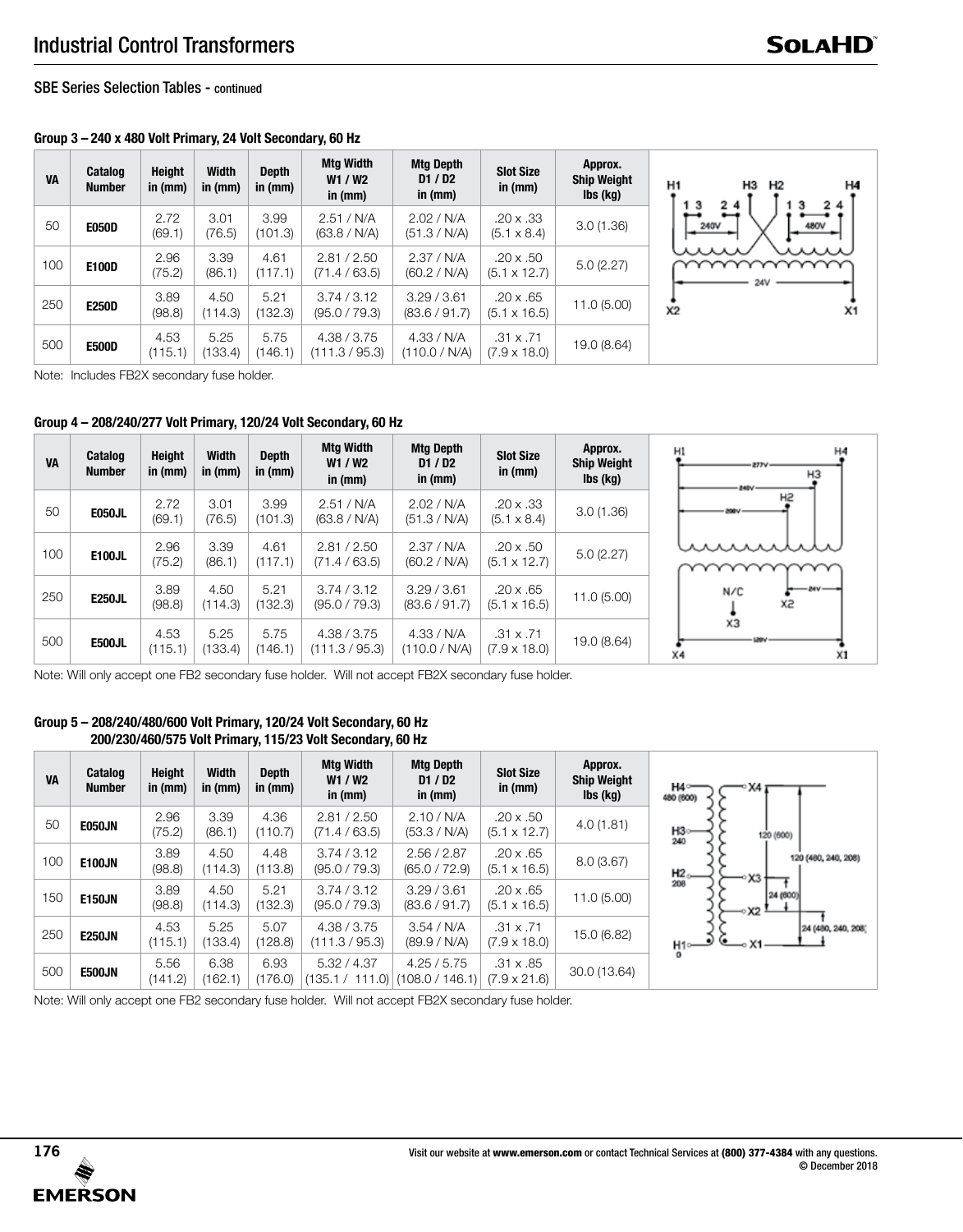## Industrial Control Transformers

### SBE Series Selection Tables - continued

#### Group 3 – 240 x 480 Volt Primary, 24 Volt Secondary, 60 Hz

| VA | Catalog Number | Height in (mm) | Width in (mm) | Depth in (mm) | Mtg Width W1 / W2 in (mm) | Mtg Depth D1 / D2 in (mm) | Slot Size in (mm) | Approx. Ship Weight lbs (kg) |
|---|---|---|---|---|---|---|---|---|
| 50 | **E050D** | 2.72 (69.1) | 3.01 (76.5) | 3.99 (101.3) | 2.51 / N/A (63.8 / N/A) | 2.02 / N/A (51.3 / N/A) | .20 x .33 (5.1 x 8.4) | 3.0 (1.36) |
| 100 | **E100D** | 2.96 (75.2) | 3.39 (86.1) | 4.61 (117.1) | 2.81 / 2.50 (71.4 / 63.5) | 2.37 / N/A (60.2 / N/A) | .20 x .50 (5.1 x 12.7) | 5.0 (2.27) |
| 250 | **E250D** | 3.89 (98.8) | 4.50 (114.3) | 5.21 (132.3) | 3.74 / 3.12 (95.0 / 79.3) | 3.29 / 3.61 (83.6 / 91.7) | .20 x .65 (5.1 x 16.5) | 11.0 (5.00) |
| 500 | **E500D** | 4.53 (115.1) | 5.25 (133.4) | 5.75 (146.1) | 4.38 / 3.75 (111.3 / 95.3) | 4.33 / N/A (110.0 / N/A) | .31 x .71 (7.9 x 18.0) | 19.0 (8.64) |

Note: Includes FB2X secondary fuse holder.

#### Group 4 – 208/240/277 Volt Primary, 120/24 Volt Secondary, 60 Hz

| VA | Catalog Number | Height in (mm) | Width in (mm) | Depth in (mm) | Mtg Width W1 / W2 in (mm) | Mtg Depth D1 / D2 in (mm) | Slot Size in (mm) | Approx. Ship Weight lbs (kg) |
|---|---|---|---|---|---|---|---|---|
| 50 | **E050JL** | 2.72 (69.1) | 3.01 (76.5) | 3.99 (101.3) | 2.51 / N/A (63.8 / N/A) | 2.02 / N/A (51.3 / N/A) | .20 x .33 (5.1 x 8.4) | 3.0 (1.36) |
| 100 | **E100JL** | 2.96 (75.2) | 3.39 (86.1) | 4.61 (117.1) | 2.81 / 2.50 (71.4 / 63.5) | 2.37 / N/A (60.2 / N/A) | .20 x .50 (5.1 x 12.7) | 5.0 (2.27) |
| 250 | **E250JL** | 3.89 (98.8) | 4.50 (114.3) | 5.21 (132.3) | 3.74 / 3.12 (95.0 / 79.3) | 3.29 / 3.61 (83.6 / 91.7) | .20 x .65 (5.1 x 16.5) | 11.0 (5.00) |
| 500 | **E500JL** | 4.53 (115.1) | 5.25 (133.4) | 5.75 (146.1) | 4.38 / 3.75 (111.3 / 95.3) | 4.33 / N/A (110.0 / N/A) | .31 x .71 (7.9 x 18.0) | 19.0 (8.64) |

Note: Will only accept one FB2 secondary fuse holder. Will not accept FB2X secondary fuse holder.

#### Group 5 – 208/240/480/600 Volt Primary, 120/24 Volt Secondary, 60 Hz
#### 200/230/460/575 Volt Primary, 115/23 Volt Secondary, 60 Hz

| VA | Catalog Number | Height in (mm) | Width in (mm) | Depth in (mm) | Mtg Width W1 / W2 in (mm) | Mtg Depth D1 / D2 in (mm) | Slot Size in (mm) | Approx. Ship Weight lbs (kg) |
|---|---|---|---|---|---|---|---|---|
| 50 | **E050JN** | 2.96 (75.2) | 3.39 (86.1) | 4.36 (110.7) | 2.81 / 2.50 (71.4 / 63.5) | 2.10 / N/A (53.3 / N/A) | .20 x .50 (5.1 x 12.7) | 4.0 (1.81) |
| 100 | **E100JN** | 3.89 (98.8) | 4.50 (114.3) | 4.48 (113.8) | 3.74 / 3.12 (95.0 / 79.3) | 2.56 / 2.87 (65.0 / 72.9) | .20 x .65 (5.1 x 16.5) | 8.0 (3.67) |
| 150 | **E150JN** | 3.89 (98.8) | 4.50 (114.3) | 5.21 (132.3) | 3.74 / 3.12 (95.0 / 79.3) | 3.29 / 3.61 (83.6 / 91.7) | .20 x .65 (5.1 x 16.5) | 11.0 (5.00) |
| 250 | **E250JN** | 4.53 (115.1) | 5.25 (133.4) | 5.07 (128.8) | 4.38 / 3.75 (111.3 / 95.3) | 3.54 / N/A (89.9 / N/A) | .31 x .71 (7.9 x 18.0) | 15.0 (6.82) |
| 500 | **E500JN** | 5.56 (141.2) | 6.38 (162.1) | 6.93 (176.0) | 5.32 / 4.37 (135.1 / 111.0) | 4.25 / 5.75 (108.0 / 146.1) | .31 x .85 (7.9 x 21.6) | 30.0 (13.64) |

Note: Will only accept one FB2 secondary fuse holder. Will not accept FB2X secondary fuse holder.

Visit our website at **www.emerson.com** or contact Technical Services at **(800) 377-4384** with any questions.
© December 2018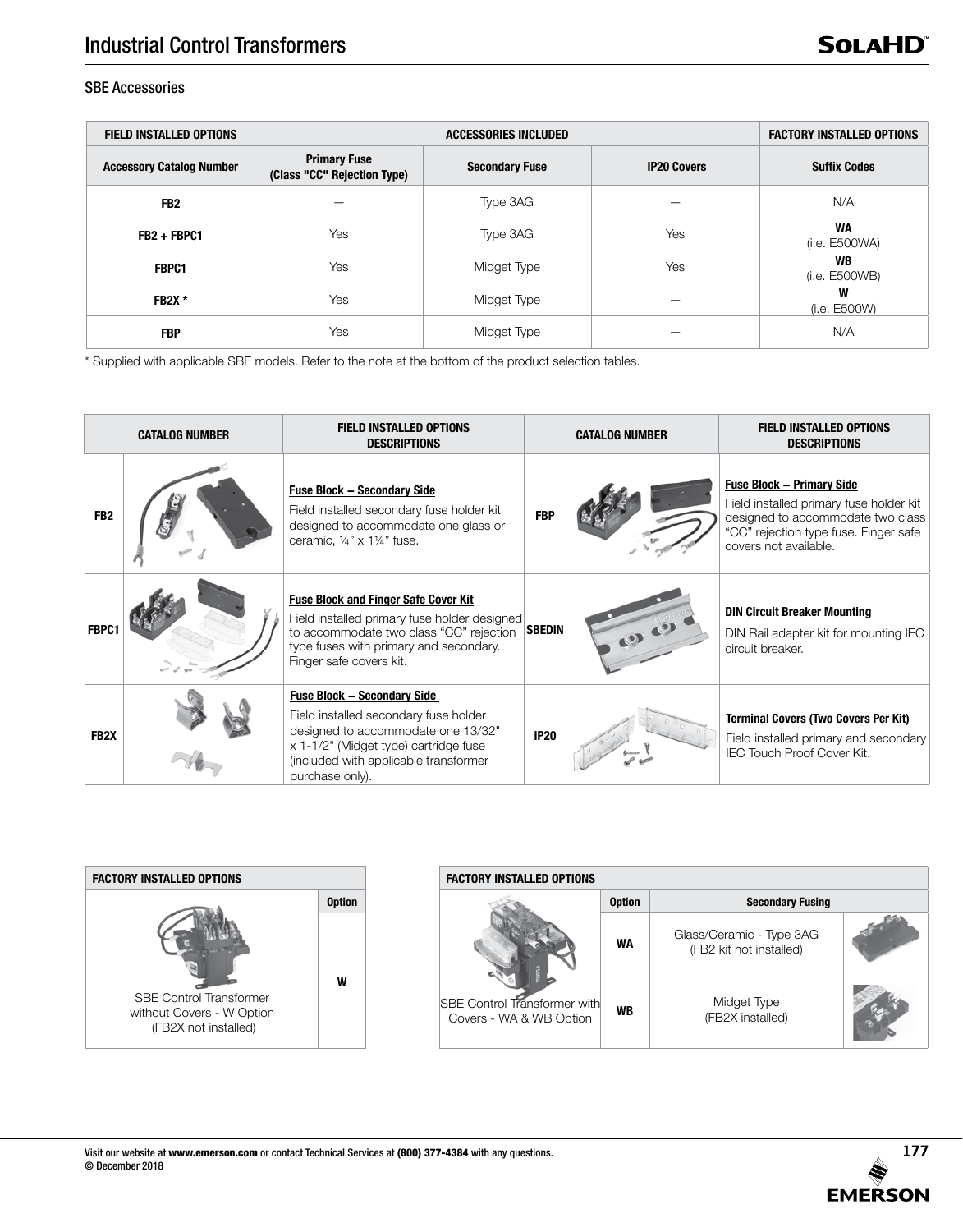# Industrial Control Transformers

## SBE Accessories

| FIELD INSTALLED OPTIONS | ACCESSORIES INCLUDED | | | FACTORY INSTALLED OPTIONS |
|---|---|---|---|---|
| Accessory Catalog Number | Primary Fuse (Class "CC" Rejection Type) | Secondary Fuse | IP20 Covers | Suffix Codes |
| FB2 | — | Type 3AG | — | N/A |
| FB2 + FBPC1 | Yes | Type 3AG | Yes | WA (i.e. E500WA) |
| FBPC1 | Yes | Midget Type | Yes | WB (i.e. E500WB) |
| FB2X * | Yes | Midget Type | — | W (i.e. E500W) |
| FBP | Yes | Midget Type | — | N/A |

* Supplied with applicable SBE models. Refer to the note at the bottom of the product selection tables.

| CATALOG NUMBER | FIELD INSTALLED OPTIONS DESCRIPTIONS | CATALOG NUMBER | FIELD INSTALLED OPTIONS DESCRIPTIONS |
|---|---|---|---|
| FB2 | **Fuse Block – Secondary Side** Field installed secondary fuse holder kit designed to accommodate one glass or ceramic, ¼" x 1¼" fuse. | FBP | **Fuse Block – Primary Side** Field installed primary fuse holder kit designed to accommodate two class "CC" rejection type fuse. Finger safe covers not available. |
| FBPC1 | **Fuse Block and Finger Safe Cover Kit** Field installed primary fuse holder designed to accommodate two class "CC" rejection type fuses with primary and secondary. Finger safe covers kit. | SBEDIN | **DIN Circuit Breaker Mounting** DIN Rail adapter kit for mounting IEC circuit breaker. |
| FB2X | **Fuse Block – Secondary Side** Field installed secondary fuse holder designed to accommodate one 13/32" x 1-1/2" (Midget type) cartridge fuse (included with applicable transformer purchase only). | IP20 | **Terminal Covers (Two Covers Per Kit)** Field installed primary and secondary IEC Touch Proof Cover Kit. |

| FACTORY INSTALLED OPTIONS | Option |
|---|---|
| SBE Control Transformer without Covers - W Option (FB2X not installed) | W |

| FACTORY INSTALLED OPTIONS | Option | Secondary Fusing |
|---|---|---|
| SBE Control Transformer with Covers - WA & WB Option | WA | Glass/Ceramic - Type 3AG (FB2 kit not installed) |
| | WB | Midget Type (FB2X installed) |

Visit our website at **www.emerson.com** or contact Technical Services at **(800) 377-4384** with any questions.
© December 2018